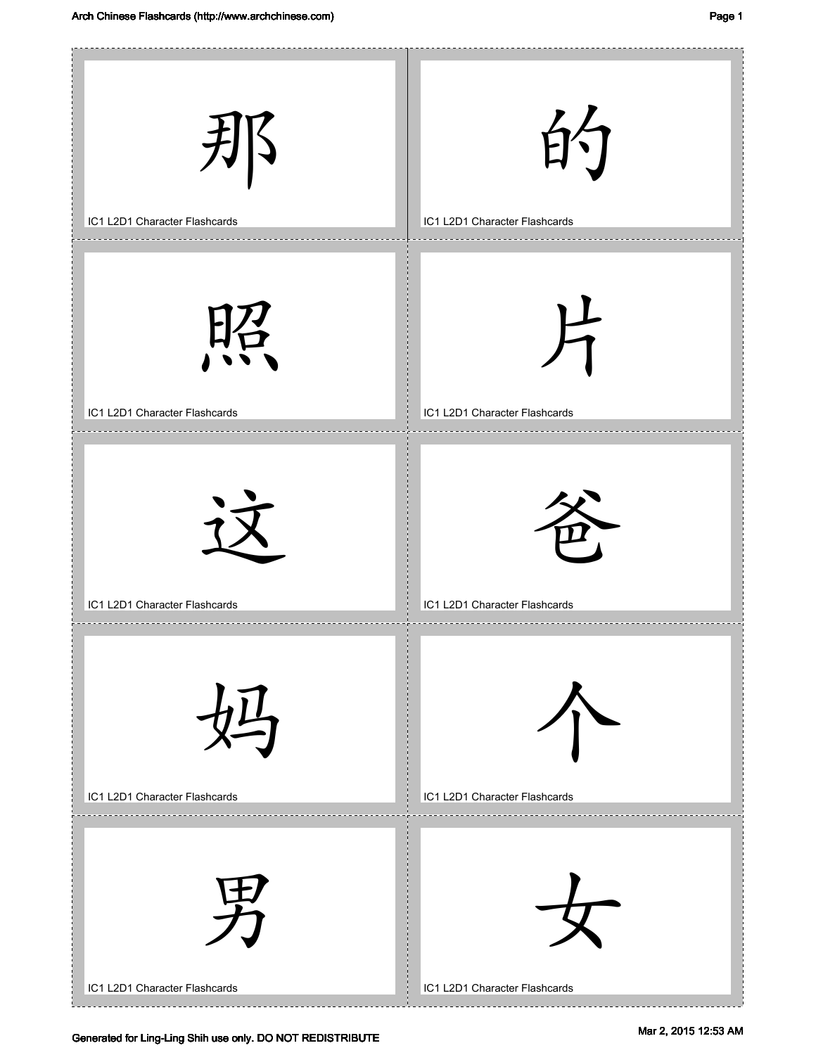那

IC1 L2D1 Character Flashcards

的

IC1 L2D1 Character Flashcards

照

IC1 L2D1 Character Flashcards

片

IC1 L2D1 Character Flashcards

这

IC1 L2D1 Character Flashcards

爸

IC1 L2D1 Character Flashcards

妈

IC1 L2D1 Character Flashcards

个

IC1 L2D1 Character Flashcards

男

IC1 L2D1 Character Flashcards

女

IC1 L2D1 Character Flashcards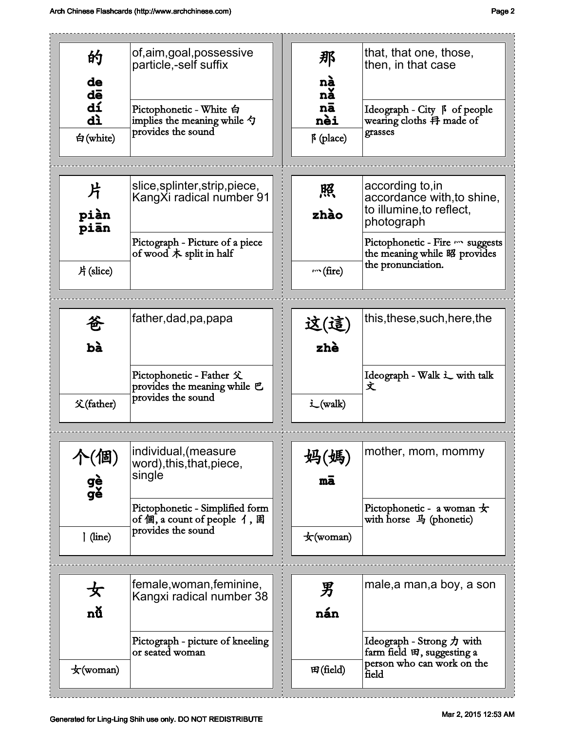| Character | Pinyin | Radical | Meaning | Explanation |
|---|---|---|---|---|
| 的 | de, dē, dí, dì | 白(white) | of,aim,goal,possessive particle,-self suffix | Pictophonetic - White 白 implies the meaning while 勺 provides the sound |
| 那 | nà, nǎ, nā, nèi | 阝(place) | that, that one, those, then, in that case | Ideograph - City 阝 of people wearing cloths 冄 made of grasses |
| 片 | piàn, piān | 片(slice) | slice,splinter,strip,piece, KangXi radical number 91 | Pictograph - Picture of a piece of wood 木 split in half |
| 照 | zhào | 灬(fire) | according to,in accordance with,to shine, to illumine,to reflect, photograph | Pictophonetic - Fire 灬 suggests the meaning while 昭 provides the pronunciation. |
| 爸 | bà | 父(father) | father,dad,pa,papa | Pictophonetic - Father 父 provides the meaning while 巴 provides the sound |
| 这(這) | zhè | 辶(walk) | this,these,such,here,the | Ideograph - Walk 辶 with talk 文 |
| 个(個) | gè, gě | 丨(line) | individual,(measure word),this,that,piece, single | Pictophonetic - Simplified form of 個, a count of people 亻, 固 provides the sound |
| 妈(媽) | mā | 女(woman) | mother, mom, mommy | Pictophonetic - a woman 女 with horse 马 (phonetic) |
| 女 | nǚ | 女(woman) | female,woman,feminine, Kangxi radical number 38 | Pictograph - picture of kneeling or seated woman |
| 男 | nán | 田(field) | male,a man,a boy, a son | Ideograph - Strong 力 with farm field 田, suggesting a person who can work on the field |

Generated for Ling-Ling Shih use only. DO NOT REDISTRIBUTE

Mar 2, 2015 12:53 AM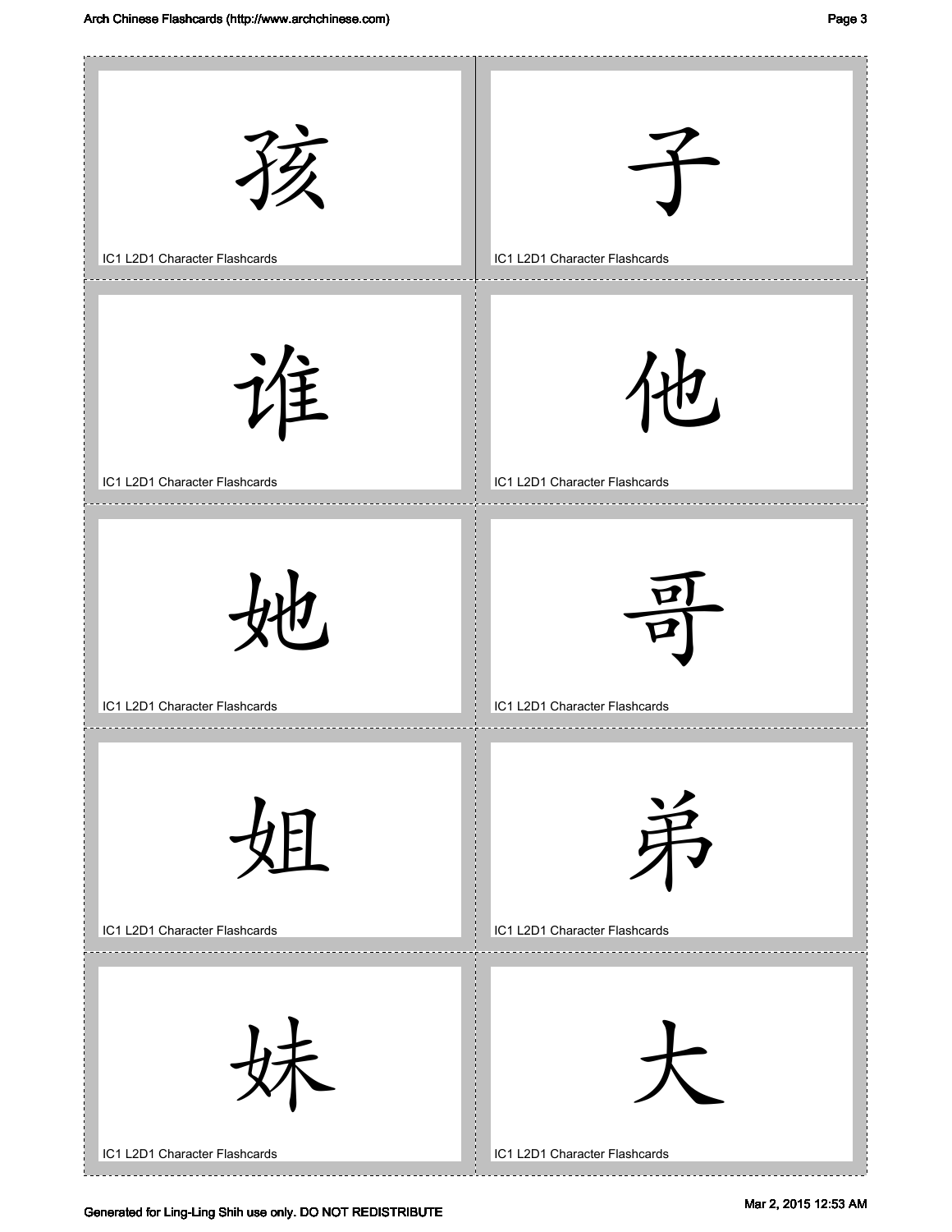孩

IC1 L2D1 Character Flashcards

子

IC1 L2D1 Character Flashcards

谁

IC1 L2D1 Character Flashcards

他

IC1 L2D1 Character Flashcards

她

IC1 L2D1 Character Flashcards

哥

IC1 L2D1 Character Flashcards

姐

IC1 L2D1 Character Flashcards

弟

IC1 L2D1 Character Flashcards

妹

IC1 L2D1 Character Flashcards

大

IC1 L2D1 Character Flashcards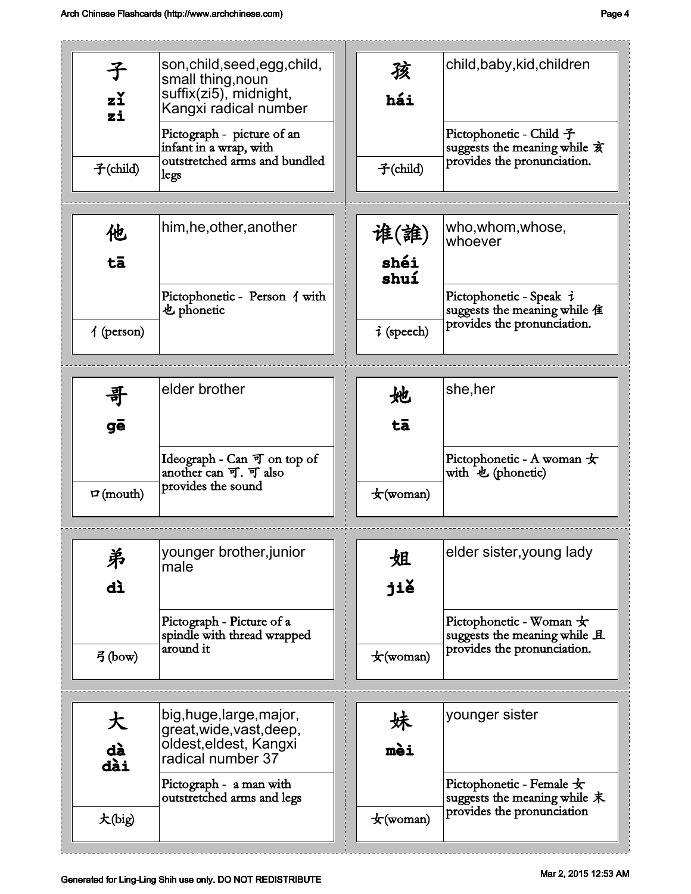| Character | Pinyin | Radical | Meaning | Explanation |
|---|---|---|---|---|
| 子 | zǐ zi | 子(child) | son,child,seed,egg,child, small thing,noun suffix(zi5), midnight, Kangxi radical number | Pictograph - picture of an infant in a wrap, with outstretched arms and bundled legs |
| 孩 | hái | 子(child) | child,baby,kid,children | Pictophonetic - Child 子 suggests the meaning while 亥 provides the pronunciation. |
| 他 | tā | 亻(person) | him,he,other,another | Pictophonetic - Person 亻 with 也 phonetic |
| 谁(誰) | shéi shuí | 讠(speech) | who,whom,whose, whoever | Pictophonetic - Speak 讠 suggests the meaning while 隹 provides the pronunciation. |
| 哥 | gē | 口(mouth) | elder brother | Ideograph - Can 可 on top of another can 可. 可 also provides the sound |
| 她 | tā | 女(woman) | she,her | Pictophonetic - A woman 女 with 也 (phonetic) |
| 弟 | dì | 弓(bow) | younger brother,junior male | Pictograph - Picture of a spindle with thread wrapped around it |
| 姐 | jiě | 女(woman) | elder sister,young lady | Pictophonetic - Woman 女 suggests the meaning while 且 provides the pronunciation. |
| 大 | dà dài | 大(big) | big,huge,large,major, great,wide,vast,deep, oldest,eldest, Kangxi radical number 37 | Pictograph - a man with outstretched arms and legs |
| 妹 | mèi | 女(woman) | younger sister | Pictophonetic - Female 女 suggests the meaning while 未 provides the pronunciation |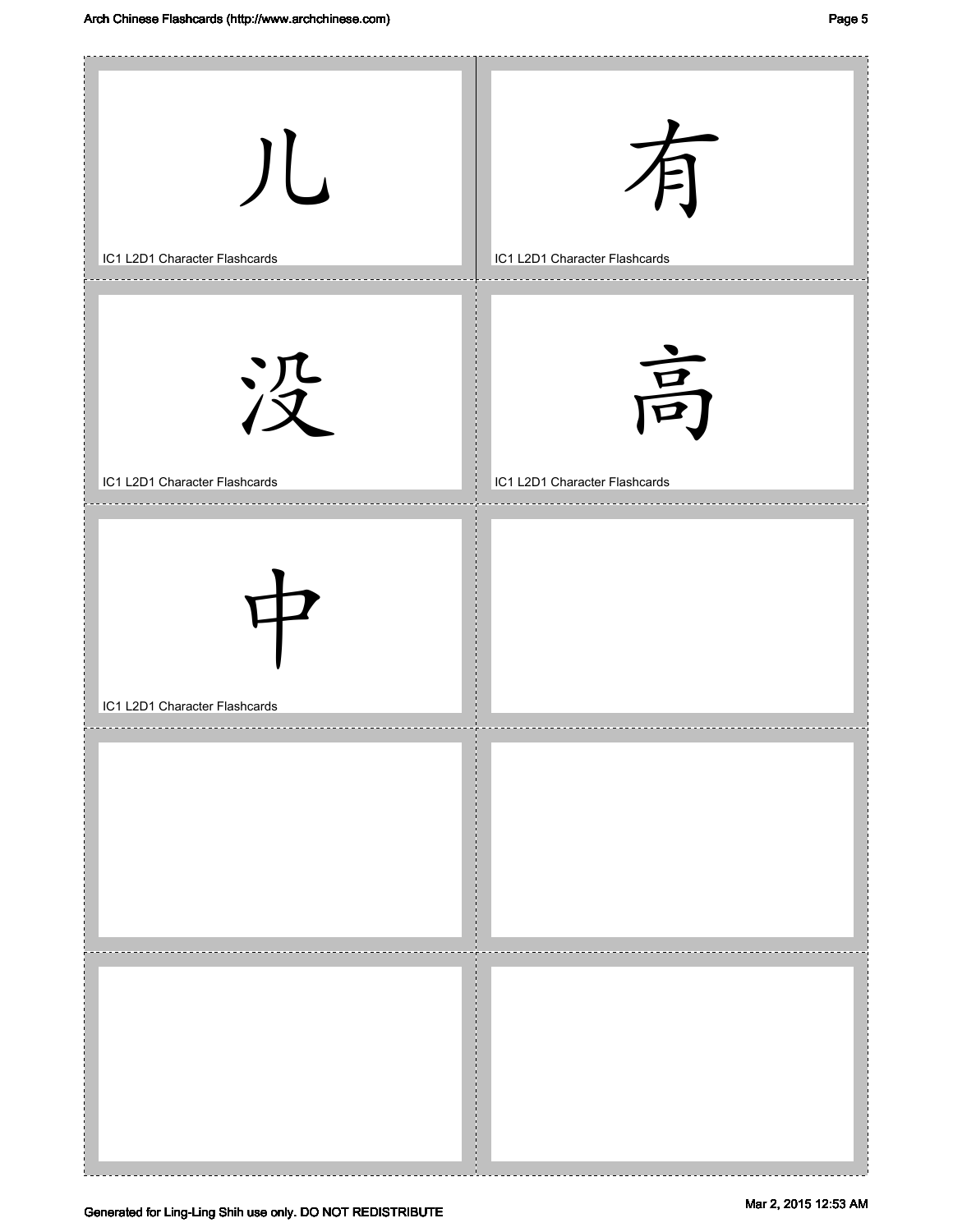儿

IC1 L2D1 Character Flashcards

有

IC1 L2D1 Character Flashcards

没

IC1 L2D1 Character Flashcards

高

IC1 L2D1 Character Flashcards

中

IC1 L2D1 Character Flashcards

Generated for Ling-Ling Shih use only. DO NOT REDISTRIBUTE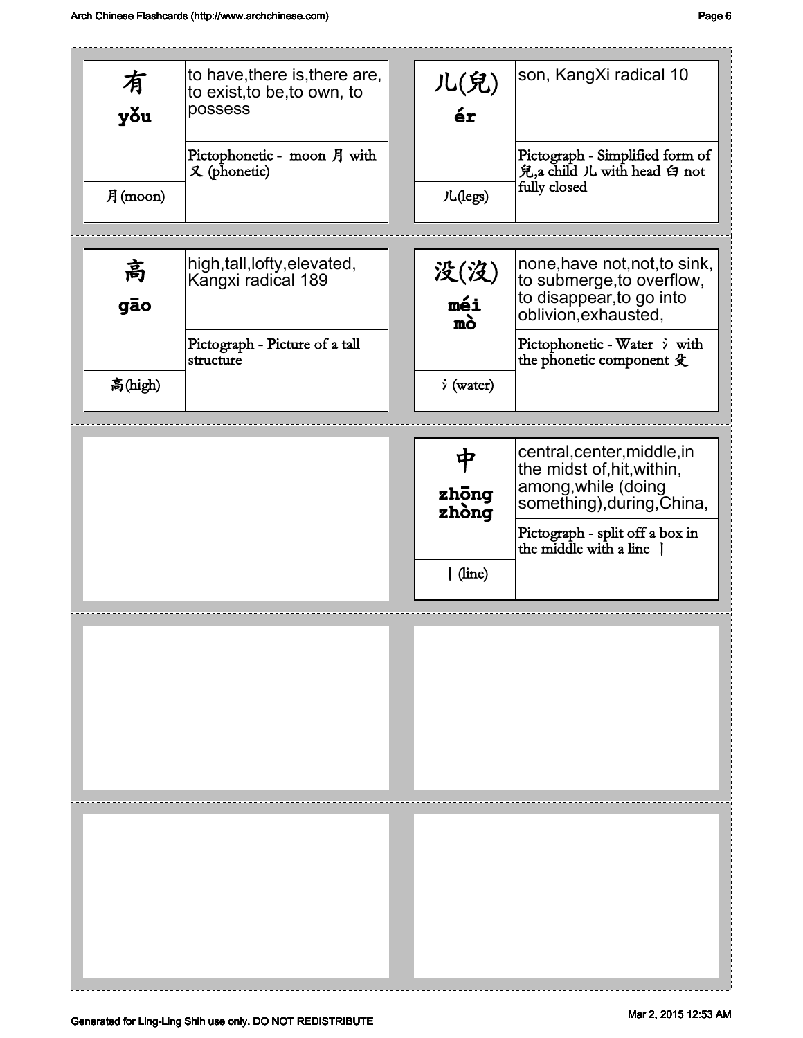| 有<br>**yǒu** | to have,there is,there are, to exist,to be,to own, to possess |
| --- | --- |
| | Pictophonetic - moon 月 with 又 (phonetic) |
| 月(moon) | |

| 儿(兒)<br>**ér** | son, KangXi radical 10 |
| --- | --- |
| | Pictograph - Simplified form of 兒,a child 儿 with head 臼 not fully closed |
| 儿(legs) | |

| 高<br>**gāo** | high,tall,lofty,elevated, Kangxi radical 189 |
| --- | --- |
| | Pictograph - Picture of a tall structure |
| 高(high) | |

| 没(沒)<br>**méi**<br>**mò** | none,have not,not,to sink, to submerge,to overflow, to disappear,to go into oblivion,exhausted, |
| --- | --- |
| | Pictophonetic - Water 氵 with the phonetic component 殳 |
| 氵(water) | |

| 中<br>**zhōng**<br>**zhòng** | central,center,middle,in the midst of,hit,within, among,while (doing something),during,China, |
| --- | --- |
| | Pictograph - split off a box in the middle with a line 丨 |
| 丨(line) | |

Generated for Ling-Ling Shih use only. DO NOT REDISTRIBUTE

Mar 2, 2015 12:53 AM